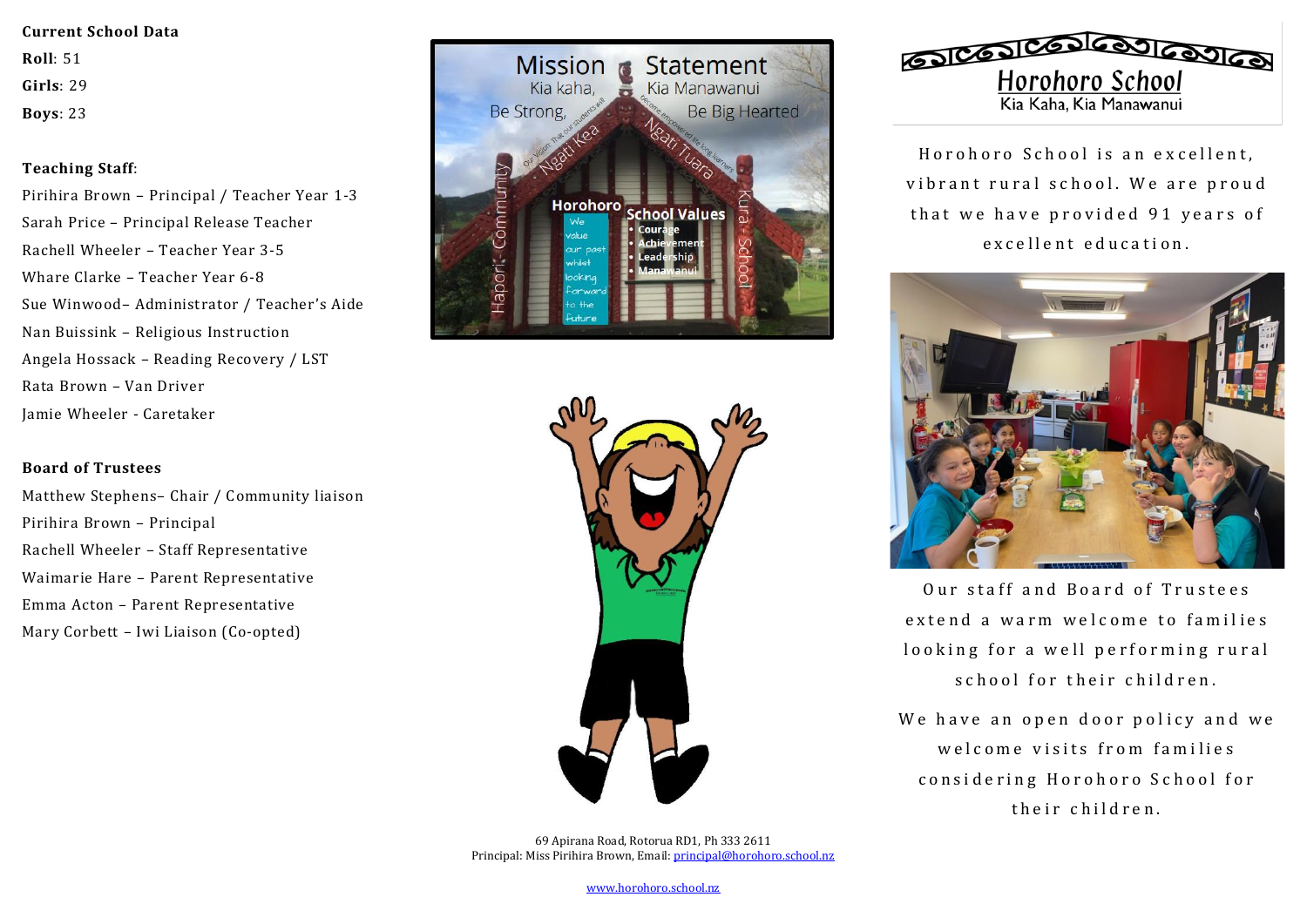**Current School Data**

**Roll**: 51

**Girls**: 29

**Boys**: 23

**Teaching Staff**:

Pirihira Brown – Principal / Teacher Year 1-3
Sarah Price – Principal Release Teacher
Rachell Wheeler – Teacher Year 3-5
Whare Clarke – Teacher Year 6-8
Sue Winwood– Administrator / Teacher's Aide
Nan Buissink – Religious Instruction
Angela Hossack – Reading Recovery / LST
Rata Brown – Van Driver
Jamie Wheeler - Caretaker

**Board of Trustees**

Matthew Stephens– Chair / Community liaison
Pirihira Brown – Principal
Rachell Wheeler – Staff Representative
Waimarie Hare – Parent Representative
Emma Acton – Parent Representative
Mary Corbett – Iwi Liaison (Co-opted)

69 Apirana Road, Rotorua RD1, Ph 333 2611
Principal: Miss Pirihira Brown, Email: principal@horohoro.school.nz

www.horohoro.school.nz

# Horohoro School

Kia Kaha, Kia Manawanui

Horohoro School is an excellent, vibrant rural school. We are proud that we have provided 91 years of excellent education.

Our staff and Board of Trustees extend a warm welcome to families looking for a well performing rural school for their children.

We have an open door policy and we welcome visits from families considering Horohoro School for their children.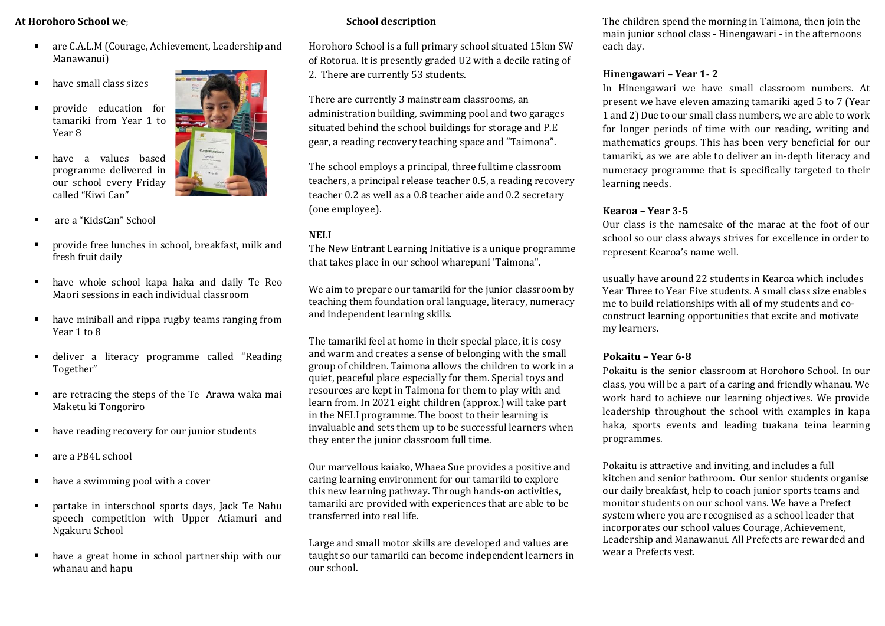**At Horohoro School we;**

- are C.A.L.M (Courage, Achievement, Leadership and Manawanui)
- have small class sizes
- provide education for tamariki from Year 1 to Year 8
- have a values based programme delivered in our school every Friday called "Kiwi Can"
- are a "KidsCan" School
- provide free lunches in school, breakfast, milk and fresh fruit daily
- have whole school kapa haka and daily Te Reo Maori sessions in each individual classroom
- have miniball and rippa rugby teams ranging from Year 1 to 8
- deliver a literacy programme called "Reading Together"
- are retracing the steps of the Te Arawa waka mai Maketu ki Tongoriro
- have reading recovery for our junior students
- are a PB4L school
- have a swimming pool with a cover
- partake in interschool sports days, Jack Te Nahu speech competition with Upper Atiamuri and Ngakuru School
- have a great home in school partnership with our whanau and hapu

## School description

Horohoro School is a full primary school situated 15km SW of Rotorua. It is presently graded U2 with a decile rating of 2. There are currently 53 students.

There are currently 3 mainstream classrooms, an administration building, swimming pool and two garages situated behind the school buildings for storage and P.E gear, a reading recovery teaching space and "Taimona".

The school employs a principal, three fulltime classroom teachers, a principal release teacher 0.5, a reading recovery teacher 0.2 as well as a 0.8 teacher aide and 0.2 secretary (one employee).

### NELI

The New Entrant Learning Initiative is a unique programme that takes place in our school wharepuni 'Taimona".

We aim to prepare our tamariki for the junior classroom by teaching them foundation oral language, literacy, numeracy and independent learning skills.

The tamariki feel at home in their special place, it is cosy and warm and creates a sense of belonging with the small group of children. Taimona allows the children to work in a quiet, peaceful place especially for them. Special toys and resources are kept in Taimona for them to play with and learn from. In 2021 eight children (approx.) will take part in the NELI programme. The boost to their learning is invaluable and sets them up to be successful learners when they enter the junior classroom full time.

Our marvellous kaiako, Whaea Sue provides a positive and caring learning environment for our tamariki to explore this new learning pathway. Through hands-on activities, tamariki are provided with experiences that are able to be transferred into real life.

Large and small motor skills are developed and values are taught so our tamariki can become independent learners in our school.

The children spend the morning in Taimona, then join the main junior school class - Hinengawari - in the afternoons each day.

### Hinengawari – Year 1- 2

In Hinengawari we have small classroom numbers. At present we have eleven amazing tamariki aged 5 to 7 (Year 1 and 2) Due to our small class numbers, we are able to work for longer periods of time with our reading, writing and mathematics groups. This has been very beneficial for our tamariki, as we are able to deliver an in-depth literacy and numeracy programme that is specifically targeted to their learning needs.

### Kearoa – Year 3-5

Our class is the namesake of the marae at the foot of our school so our class always strives for excellence in order to represent Kearoa's name well.

usually have around 22 students in Kearoa which includes Year Three to Year Five students. A small class size enables me to build relationships with all of my students and co-construct learning opportunities that excite and motivate my learners.

### Pokaitu – Year 6-8

Pokaitu is the senior classroom at Horohoro School. In our class, you will be a part of a caring and friendly whanau. We work hard to achieve our learning objectives. We provide leadership throughout the school with examples in kapa haka, sports events and leading tuakana teina learning programmes.

Pokaitu is attractive and inviting, and includes a full kitchen and senior bathroom. Our senior students organise our daily breakfast, help to coach junior sports teams and monitor students on our school vans. We have a Prefect system where you are recognised as a school leader that incorporates our school values Courage, Achievement, Leadership and Manawanui. All Prefects are rewarded and wear a Prefects vest.